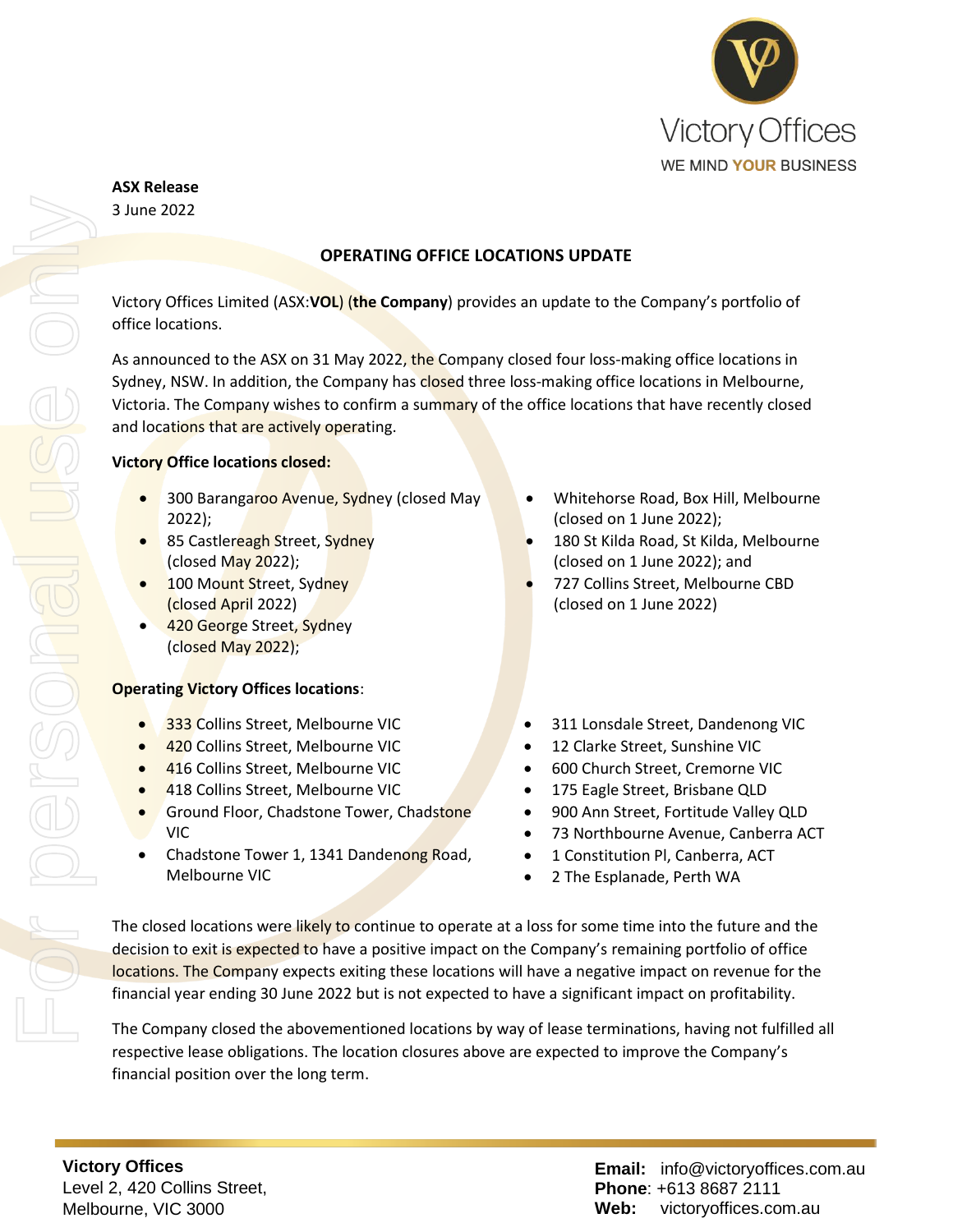Victory Offices

WE MIND YOUR BUSINESS

**ASX Release**
3 June 2022

## OPERATING OFFICE LOCATIONS UPDATE

Victory Offices Limited (ASX:**VOL**) (**the Company**) provides an update to the Company's portfolio of office locations.

As announced to the ASX on 31 May 2022, the Company closed four loss-making office locations in Sydney, NSW. In addition, the Company has closed three loss-making office locations in Melbourne, Victoria. The Company wishes to confirm a summary of the office locations that have recently closed and locations that are actively operating.

**Victory Office locations closed:**

- 300 Barangaroo Avenue, Sydney (closed May 2022);
- 85 Castlereagh Street, Sydney (closed May 2022);
- 100 Mount Street, Sydney (closed April 2022)
- 420 George Street, Sydney (closed May 2022);
- Whitehorse Road, Box Hill, Melbourne (closed on 1 June 2022);
- 180 St Kilda Road, St Kilda, Melbourne (closed on 1 June 2022); and
- 727 Collins Street, Melbourne CBD (closed on 1 June 2022)

**Operating Victory Offices locations**:

- 333 Collins Street, Melbourne VIC
- 420 Collins Street, Melbourne VIC
- 416 Collins Street, Melbourne VIC
- 418 Collins Street, Melbourne VIC
- Ground Floor, Chadstone Tower, Chadstone VIC
- Chadstone Tower 1, 1341 Dandenong Road, Melbourne VIC
- 311 Lonsdale Street, Dandenong VIC
- 12 Clarke Street, Sunshine VIC
- 600 Church Street, Cremorne VIC
- 175 Eagle Street, Brisbane QLD
- 900 Ann Street, Fortitude Valley QLD
- 73 Northbourne Avenue, Canberra ACT
- 1 Constitution Pl, Canberra, ACT
- 2 The Esplanade, Perth WA

The closed locations were likely to continue to operate at a loss for some time into the future and the decision to exit is expected to have a positive impact on the Company's remaining portfolio of office locations. The Company expects exiting these locations will have a negative impact on revenue for the financial year ending 30 June 2022 but is not expected to have a significant impact on profitability.

The Company closed the abovementioned locations by way of lease terminations, having not fulfilled all respective lease obligations. The location closures above are expected to improve the Company's financial position over the long term.

**Victory Offices**
Level 2, 420 Collins Street,
Melbourne, VIC 3000

**Email:** info@victoryoffices.com.au
**Phone**: +613 8687 2111
**Web:** victoryoffices.com.au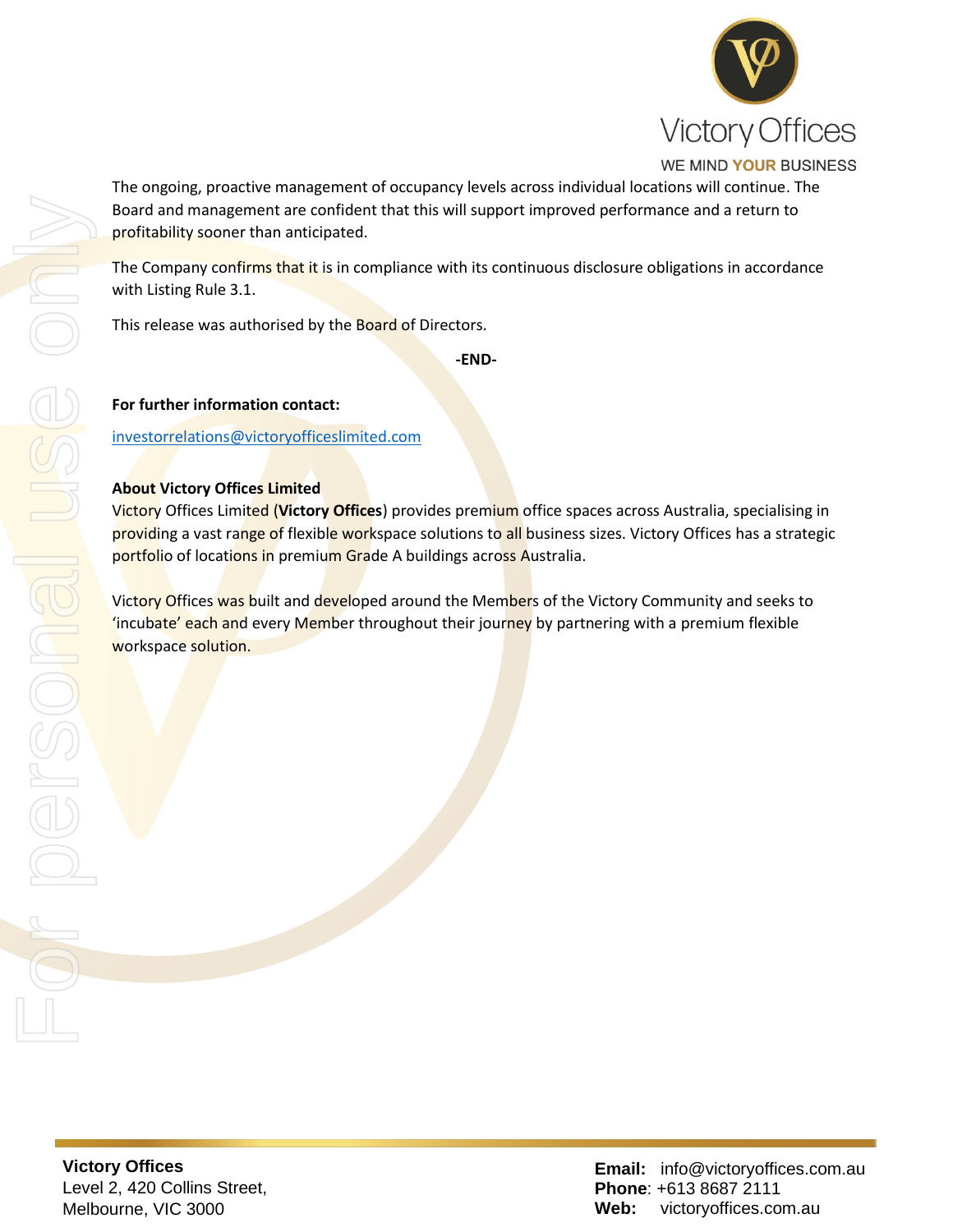The ongoing, proactive management of occupancy levels across individual locations will continue. The Board and management are confident that this will support improved performance and a return to profitability sooner than anticipated.

The Company confirms that it is in compliance with its continuous disclosure obligations in accordance with Listing Rule 3.1.

This release was authorised by the Board of Directors.

**-END-**

**For further information contact:**

investorrelations@victoryofficeslimited.com

**About Victory Offices Limited**

Victory Offices Limited (**Victory Offices**) provides premium office spaces across Australia, specialising in providing a vast range of flexible workspace solutions to all business sizes. Victory Offices has a strategic portfolio of locations in premium Grade A buildings across Australia.

Victory Offices was built and developed around the Members of the Victory Community and seeks to 'incubate' each and every Member throughout their journey by partnering with a premium flexible workspace solution.